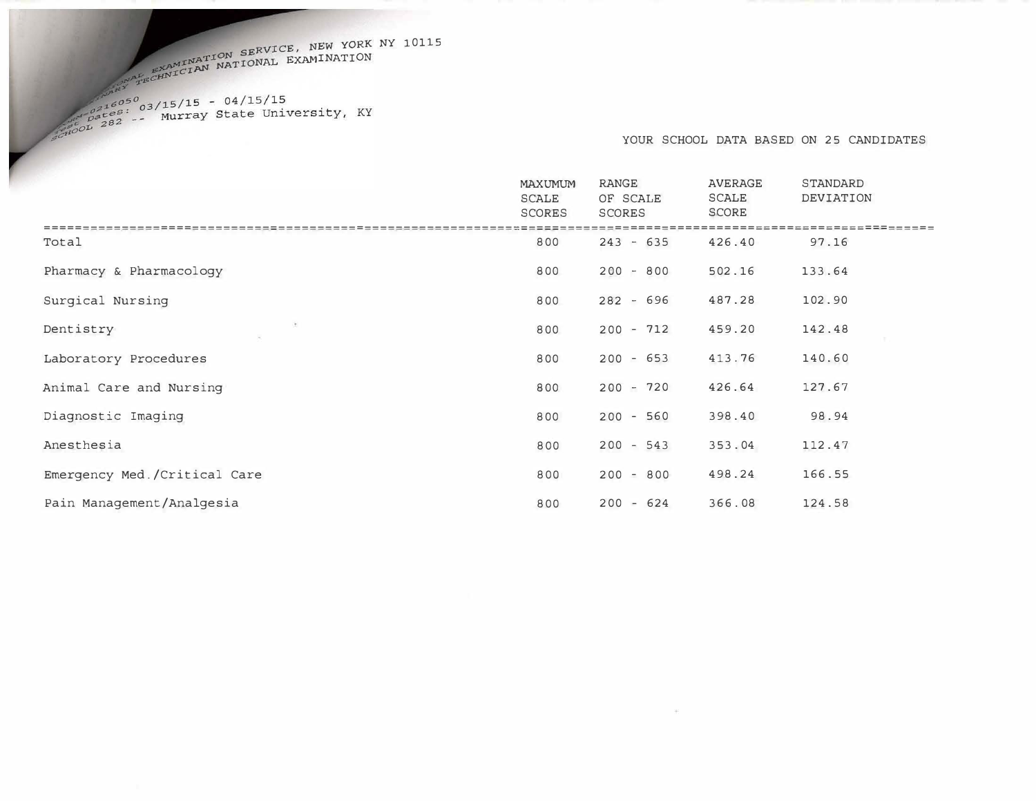PROFESSIONAL EXAMINATION SERVICE, NEW YORK NY 10115
VETERINARY TECHNICIAN NATIONAL EXAMINATION

FORM-0216050
Test Dates: 03/15/15 - 04/15/15
SCHOOL 282 -- Murray State University, KY

YOUR SCHOOL DATA BASED ON 25 CANDIDATES

| | MAXUMUM SCALE SCORES | RANGE OF SCALE SCORES | AVERAGE SCALE SCORE | STANDARD DEVIATION |
|---|---|---|---|---|
| Total | 800 | 243 - 635 | 426.40 | 97.16 |
| Pharmacy & Pharmacology | 800 | 200 - 800 | 502.16 | 133.64 |
| Surgical Nursing | 800 | 282 - 696 | 487.28 | 102.90 |
| Dentistry | 800 | 200 - 712 | 459.20 | 142.48 |
| Laboratory Procedures | 800 | 200 - 653 | 413.76 | 140.60 |
| Animal Care and Nursing | 800 | 200 - 720 | 426.64 | 127.67 |
| Diagnostic Imaging | 800 | 200 - 560 | 398.40 | 98.94 |
| Anesthesia | 800 | 200 - 543 | 353.04 | 112.47 |
| Emergency Med./Critical Care | 800 | 200 - 800 | 498.24 | 166.55 |
| Pain Management/Analgesia | 800 | 200 - 624 | 366.08 | 124.58 |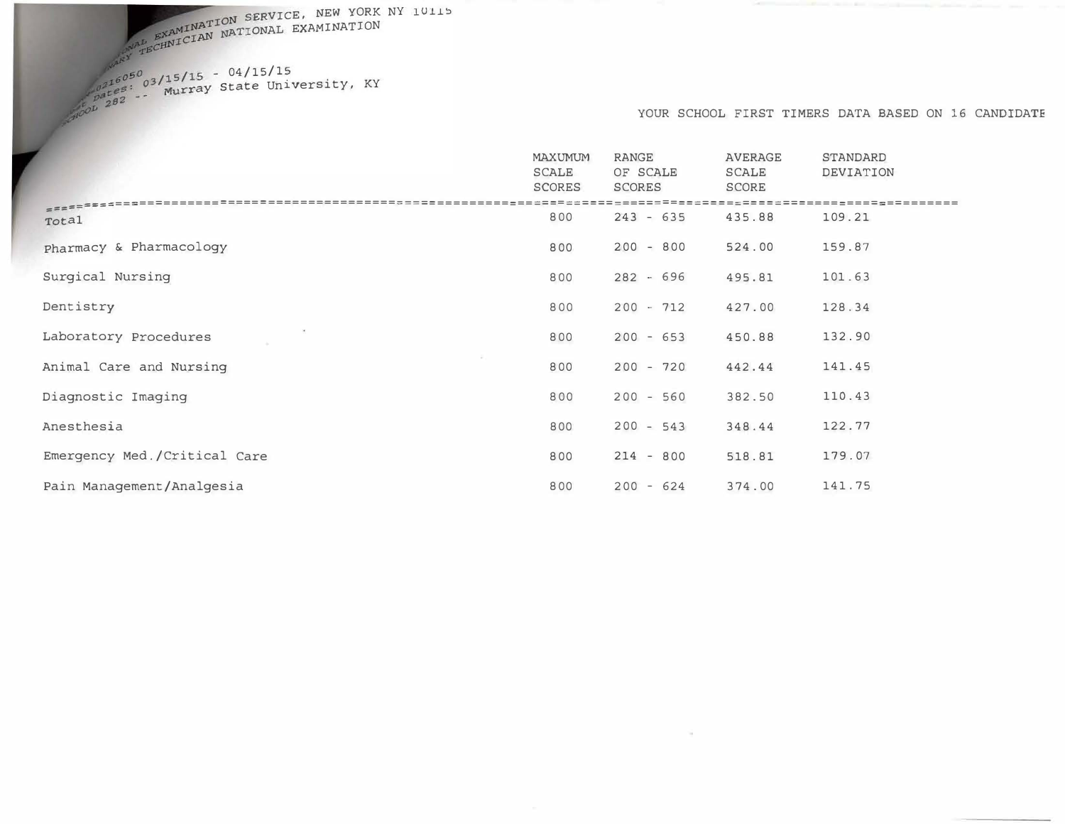...NAL EXAMINATION SERVICE, NEW YORK NY 10115
...ARY TECHNICIAN NATIONAL EXAMINATION

...0216050
...t Dates: 03/15/15 - 04/15/15
...CHOOL 282 -- Murray State University, KY

YOUR SCHOOL FIRST TIMERS DATA BASED ON 16 CANDIDATE

| | MAXUMUM SCALE SCORES | RANGE OF SCALE SCORES | AVERAGE SCALE SCORE | STANDARD DEVIATION |
|---|---|---|---|---|
| Total | 800 | 243 - 635 | 435.88 | 109.21 |
| Pharmacy & Pharmacology | 800 | 200 - 800 | 524.00 | 159.87 |
| Surgical Nursing | 800 | 282 - 696 | 495.81 | 101.63 |
| Dentistry | 800 | 200 - 712 | 427.00 | 128.34 |
| Laboratory Procedures | 800 | 200 - 653 | 450.88 | 132.90 |
| Animal Care and Nursing | 800 | 200 - 720 | 442.44 | 141.45 |
| Diagnostic Imaging | 800 | 200 - 560 | 382.50 | 110.43 |
| Anesthesia | 800 | 200 - 543 | 348.44 | 122.77 |
| Emergency Med./Critical Care | 800 | 214 - 800 | 518.81 | 179.07 |
| Pain Management/Analgesia | 800 | 200 - 624 | 374.00 | 141.75 |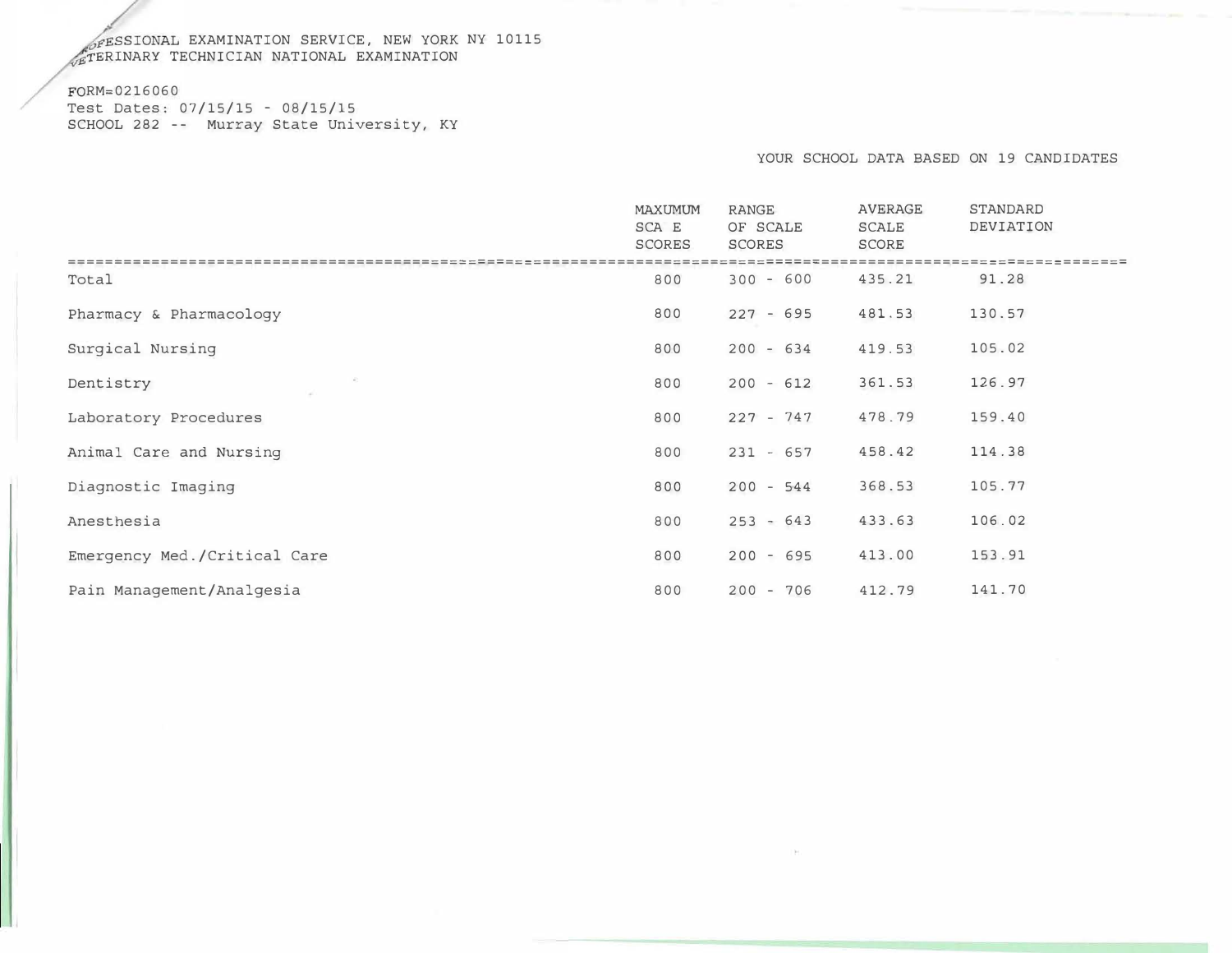PROFESSIONAL EXAMINATION SERVICE, NEW YORK NY 10115
VETERINARY TECHNICIAN NATIONAL EXAMINATION

FORM=0216060
Test Dates: 07/15/15 - 08/15/15
SCHOOL 282 -- Murray State University, KY

YOUR SCHOOL DATA BASED ON 19 CANDIDATES

| | MAXUMUM SCA E SCORES | RANGE OF SCALE SCORES | AVERAGE SCALE SCORE | STANDARD DEVIATION |
|---|---|---|---|---|
| Total | 800 | 300 - 600 | 435.21 | 91.28 |
| Pharmacy & Pharmacology | 800 | 227 - 695 | 481.53 | 130.57 |
| Surgical Nursing | 800 | 200 - 634 | 419.53 | 105.02 |
| Dentistry | 800 | 200 - 612 | 361.53 | 126.97 |
| Laboratory Procedures | 800 | 227 - 747 | 478.79 | 159.40 |
| Animal Care and Nursing | 800 | 231 - 657 | 458.42 | 114.38 |
| Diagnostic Imaging | 800 | 200 - 544 | 368.53 | 105.77 |
| Anesthesia | 800 | 253 - 643 | 433.63 | 106.02 |
| Emergency Med./Critical Care | 800 | 200 - 695 | 413.00 | 153.91 |
| Pain Management/Analgesia | 800 | 200 - 706 | 412.79 | 141.70 |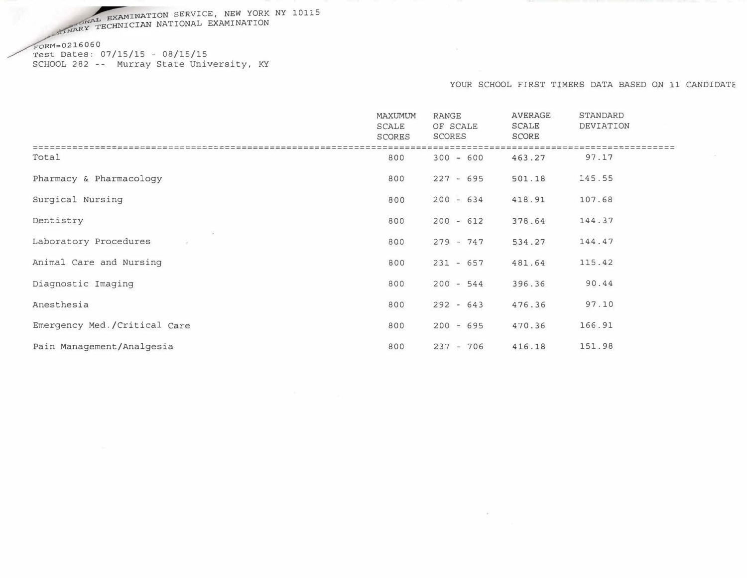...NAL EXAMINATION SERVICE, NEW YORK NY 10115
...INARY TECHNICIAN NATIONAL EXAMINATION

FORM=0216060
Test Dates: 07/15/15 - 08/15/15
SCHOOL 282 -- Murray State University, KY

YOUR SCHOOL FIRST TIMERS DATA BASED ON 11 CANDIDATE

| | MAXUMUM SCALE SCORES | RANGE OF SCALE SCORES | AVERAGE SCALE SCORE | STANDARD DEVIATION |
|---|---|---|---|---|
| Total | 800 | 300 - 600 | 463.27 | 97.17 |
| Pharmacy & Pharmacology | 800 | 227 - 695 | 501.18 | 145.55 |
| Surgical Nursing | 800 | 200 - 634 | 418.91 | 107.68 |
| Dentistry | 800 | 200 - 612 | 378.64 | 144.37 |
| Laboratory Procedures | 800 | 279 - 747 | 534.27 | 144.47 |
| Animal Care and Nursing | 800 | 231 - 657 | 481.64 | 115.42 |
| Diagnostic Imaging | 800 | 200 - 544 | 396.36 | 90.44 |
| Anesthesia | 800 | 292 - 643 | 476.36 | 97.10 |
| Emergency Med./Critical Care | 800 | 200 - 695 | 470.36 | 166.91 |
| Pain Management/Analgesia | 800 | 237 - 706 | 416.18 | 151.98 |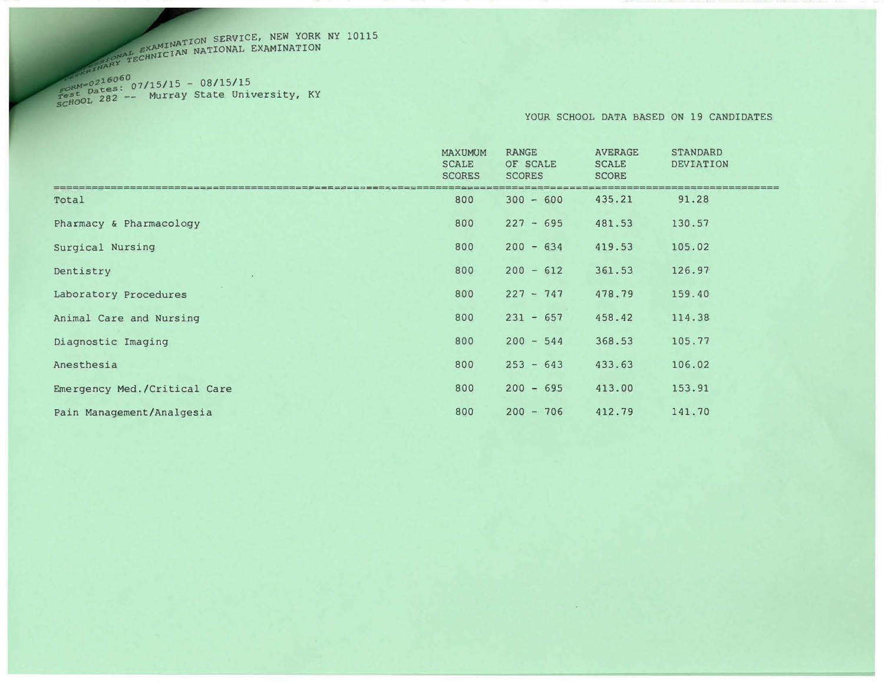PROFESSIONAL EXAMINATION SERVICE, NEW YORK NY 10115
VETERINARY TECHNICIAN NATIONAL EXAMINATION

FORM=0216060
Test Dates: 07/15/15 - 08/15/15
SCHOOL 282 -- Murray State University, KY

YOUR SCHOOL DATA BASED ON 19 CANDIDATES

| | MAXUMUM SCALE SCORES | RANGE OF SCALE SCORES | AVERAGE SCALE SCORE | STANDARD DEVIATION |
|---|---|---|---|---|
| Total | 800 | 300 - 600 | 435.21 | 91.28 |
| Pharmacy & Pharmacology | 800 | 227 - 695 | 481.53 | 130.57 |
| Surgical Nursing | 800 | 200 - 634 | 419.53 | 105.02 |
| Dentistry | 800 | 200 - 612 | 361.53 | 126.97 |
| Laboratory Procedures | 800 | 227 - 747 | 478.79 | 159.40 |
| Animal Care and Nursing | 800 | 231 - 657 | 458.42 | 114.38 |
| Diagnostic Imaging | 800 | 200 - 544 | 368.53 | 105.77 |
| Anesthesia | 800 | 253 - 643 | 433.63 | 106.02 |
| Emergency Med./Critical Care | 800 | 200 - 695 | 413.00 | 153.91 |
| Pain Management/Analgesia | 800 | 200 - 706 | 412.79 | 141.70 |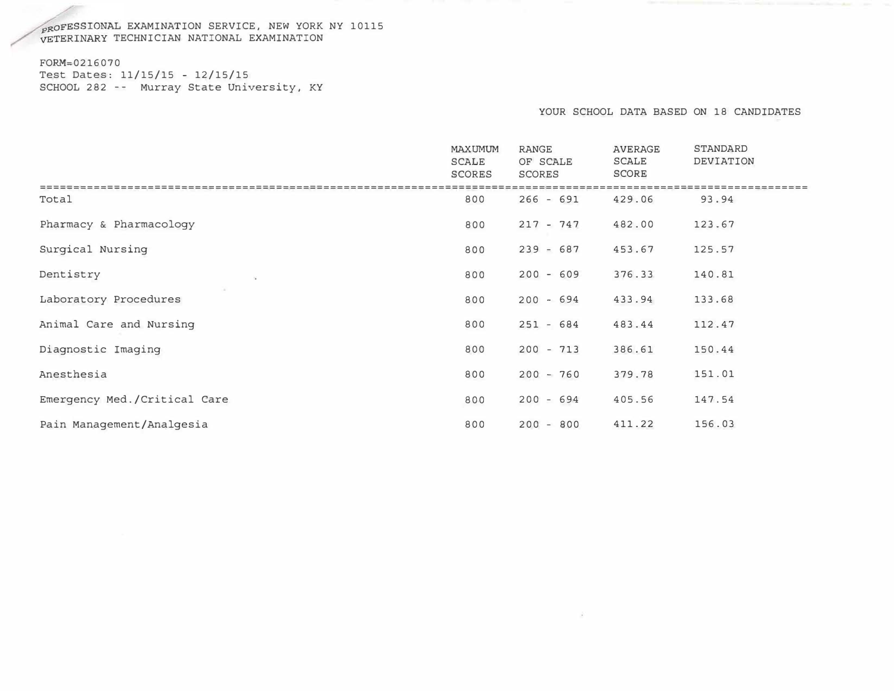PROFESSIONAL EXAMINATION SERVICE, NEW YORK NY 10115
VETERINARY TECHNICIAN NATIONAL EXAMINATION

FORM=0216070
Test Dates: 11/15/15 - 12/15/15
SCHOOL 282 -- Murray State University, KY

YOUR SCHOOL DATA BASED ON 18 CANDIDATES

| | MAXUMUM SCALE SCORES | RANGE OF SCALE SCORES | AVERAGE SCALE SCORE | STANDARD DEVIATION |
|---|---|---|---|---|
| Total | 800 | 266 - 691 | 429.06 | 93.94 |
| Pharmacy & Pharmacology | 800 | 217 - 747 | 482.00 | 123.67 |
| Surgical Nursing | 800 | 239 - 687 | 453.67 | 125.57 |
| Dentistry | 800 | 200 - 609 | 376.33 | 140.81 |
| Laboratory Procedures | 800 | 200 - 694 | 433.94 | 133.68 |
| Animal Care and Nursing | 800 | 251 - 684 | 483.44 | 112.47 |
| Diagnostic Imaging | 800 | 200 - 713 | 386.61 | 150.44 |
| Anesthesia | 800 | 200 - 760 | 379.78 | 151.01 |
| Emergency Med./Critical Care | 800 | 200 - 694 | 405.56 | 147.54 |
| Pain Management/Analgesia | 800 | 200 - 800 | 411.22 | 156.03 |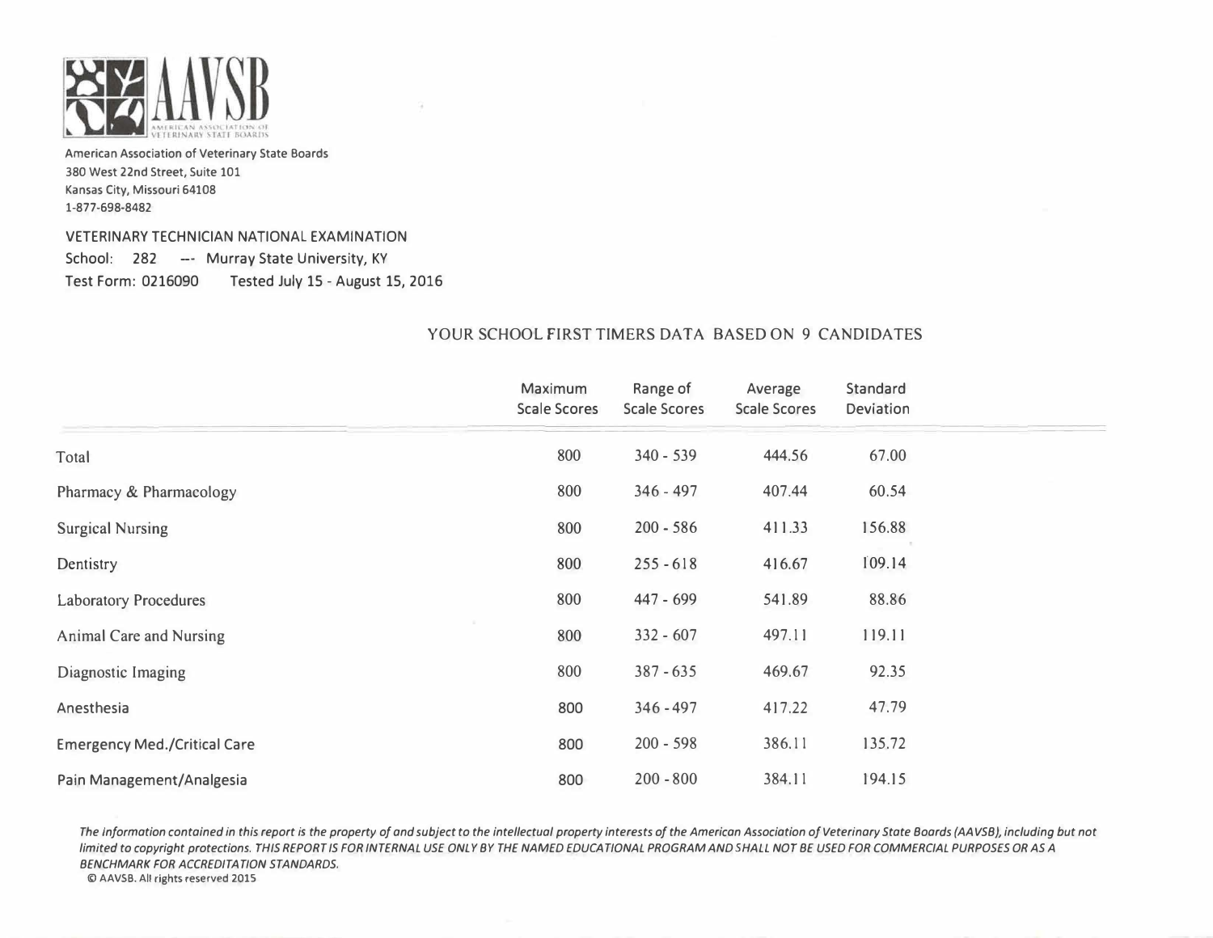AAVSB

AMERICAN ASSOCIATION OF VETERINARY STATE BOARDS

American Association of Veterinary State Boards
380 West 22nd Street, Suite 101
Kansas City, Missouri 64108
1-877-698-8482

VETERINARY TECHNICIAN NATIONAL EXAMINATION
School: 282 --- Murray State University, KY
Test Form: 0216090 Tested July 15 - August 15, 2016

YOUR SCHOOL FIRST TIMERS DATA BASED ON 9 CANDIDATES

| | Maximum Scale Scores | Range of Scale Scores | Average Scale Scores | Standard Deviation |
|---|---|---|---|---|
| Total | 800 | 340 - 539 | 444.56 | 67.00 |
| Pharmacy & Pharmacology | 800 | 346 - 497 | 407.44 | 60.54 |
| Surgical Nursing | 800 | 200 - 586 | 411.33 | 156.88 |
| Dentistry | 800 | 255 - 618 | 416.67 | 109.14 |
| Laboratory Procedures | 800 | 447 - 699 | 541.89 | 88.86 |
| Animal Care and Nursing | 800 | 332 - 607 | 497.11 | 119.11 |
| Diagnostic Imaging | 800 | 387 - 635 | 469.67 | 92.35 |
| Anesthesia | 800 | 346 - 497 | 417.22 | 47.79 |
| Emergency Med./Critical Care | 800 | 200 - 598 | 386.11 | 135.72 |
| Pain Management/Analgesia | 800 | 200 - 800 | 384.11 | 194.15 |

*The information contained in this report is the property of and subject to the intellectual property interests of the American Association of Veterinary State Boards (AAVSB), including but not limited to copyright protections. THIS REPORT IS FOR INTERNAL USE ONLY BY THE NAMED EDUCATIONAL PROGRAM AND SHALL NOT BE USED FOR COMMERCIAL PURPOSES OR AS A BENCHMARK FOR ACCREDITATION STANDARDS.*

© AAVSB. All rights reserved 2015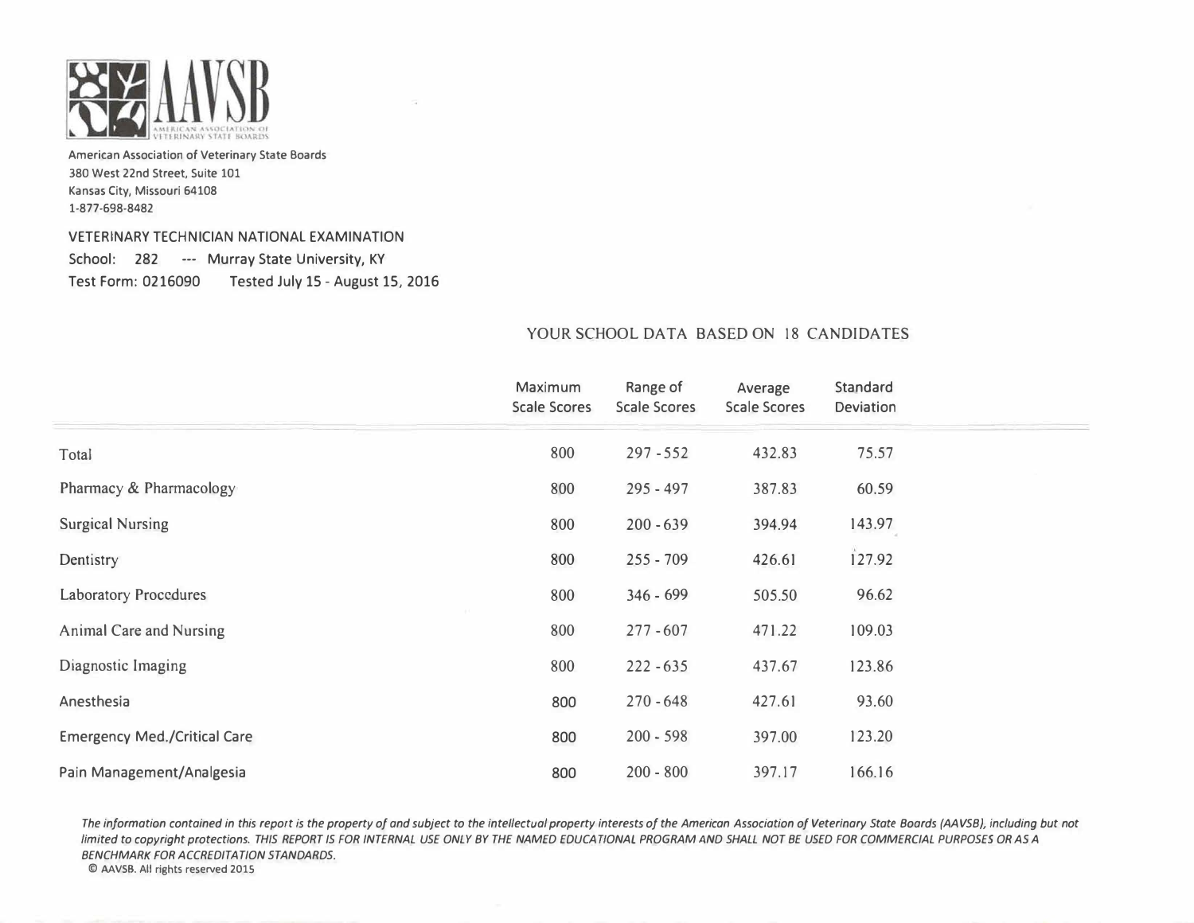**AAVSB**

American Association of Veterinary State Boards
380 West 22nd Street, Suite 101
Kansas City, Missouri 64108
1-877-698-8482

VETERINARY TECHNICIAN NATIONAL EXAMINATION
School: 282 --- Murray State University, KY
Test Form: 0216090 Tested July 15 - August 15, 2016

YOUR SCHOOL DATA BASED ON 18 CANDIDATES

| | Maximum Scale Scores | Range of Scale Scores | Average Scale Scores | Standard Deviation |
|---|---|---|---|---|
| Total | 800 | 297 - 552 | 432.83 | 75.57 |
| Pharmacy & Pharmacology | 800 | 295 - 497 | 387.83 | 60.59 |
| Surgical Nursing | 800 | 200 - 639 | 394.94 | 143.97 |
| Dentistry | 800 | 255 - 709 | 426.61 | 127.92 |
| Laboratory Procedures | 800 | 346 - 699 | 505.50 | 96.62 |
| Animal Care and Nursing | 800 | 277 - 607 | 471.22 | 109.03 |
| Diagnostic Imaging | 800 | 222 - 635 | 437.67 | 123.86 |
| Anesthesia | 800 | 270 - 648 | 427.61 | 93.60 |
| Emergency Med./Critical Care | 800 | 200 - 598 | 397.00 | 123.20 |
| Pain Management/Analgesia | 800 | 200 - 800 | 397.17 | 166.16 |

*The information contained in this report is the property of and subject to the intellectual property interests of the American Association of Veterinary State Boards (AAVSB), including but not limited to copyright protections. THIS REPORT IS FOR INTERNAL USE ONLY BY THE NAMED EDUCATIONAL PROGRAM AND SHALL NOT BE USED FOR COMMERCIAL PURPOSES OR AS A BENCHMARK FOR ACCREDITATION STANDARDS.*

© AAVSB. All rights reserved 2015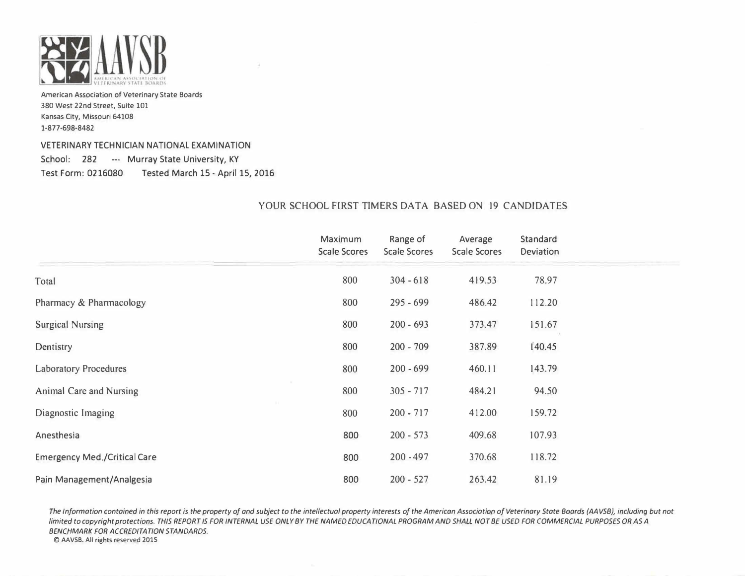AAVSB

AMERICAN ASSOCIATION OF VETERINARY STATE BOARDS

American Association of Veterinary State Boards
380 West 22nd Street, Suite 101
Kansas City, Missouri 64108
1-877-698-8482

VETERINARY TECHNICIAN NATIONAL EXAMINATION
School: 282 --- Murray State University, KY
Test Form: 0216080 Tested March 15 - April 15, 2016

YOUR SCHOOL FIRST TIMERS DATA BASED ON 19 CANDIDATES

| | Maximum Scale Scores | Range of Scale Scores | Average Scale Scores | Standard Deviation |
|---|---|---|---|---|
| Total | 800 | 304 - 618 | 419.53 | 78.97 |
| Pharmacy & Pharmacology | 800 | 295 - 699 | 486.42 | 112.20 |
| Surgical Nursing | 800 | 200 - 693 | 373.47 | 151.67 |
| Dentistry | 800 | 200 - 709 | 387.89 | 140.45 |
| Laboratory Procedures | 800 | 200 - 699 | 460.11 | 143.79 |
| Animal Care and Nursing | 800 | 305 - 717 | 484.21 | 94.50 |
| Diagnostic Imaging | 800 | 200 - 717 | 412.00 | 159.72 |
| Anesthesia | 800 | 200 - 573 | 409.68 | 107.93 |
| Emergency Med./Critical Care | 800 | 200 - 497 | 370.68 | 118.72 |
| Pain Management/Analgesia | 800 | 200 - 527 | 263.42 | 81.19 |

*The information contained in this report is the property of and subject to the intellectual property interests of the American Association of Veterinary State Boards (AAVSB), including but not limited to copyright protections. THIS REPORT IS FOR INTERNAL USE ONLY BY THE NAMED EDUCATIONAL PROGRAM AND SHALL NOT BE USED FOR COMMERCIAL PURPOSES OR AS A BENCHMARK FOR ACCREDITATION STANDARDS.*

© AAVSB. All rights reserved 2015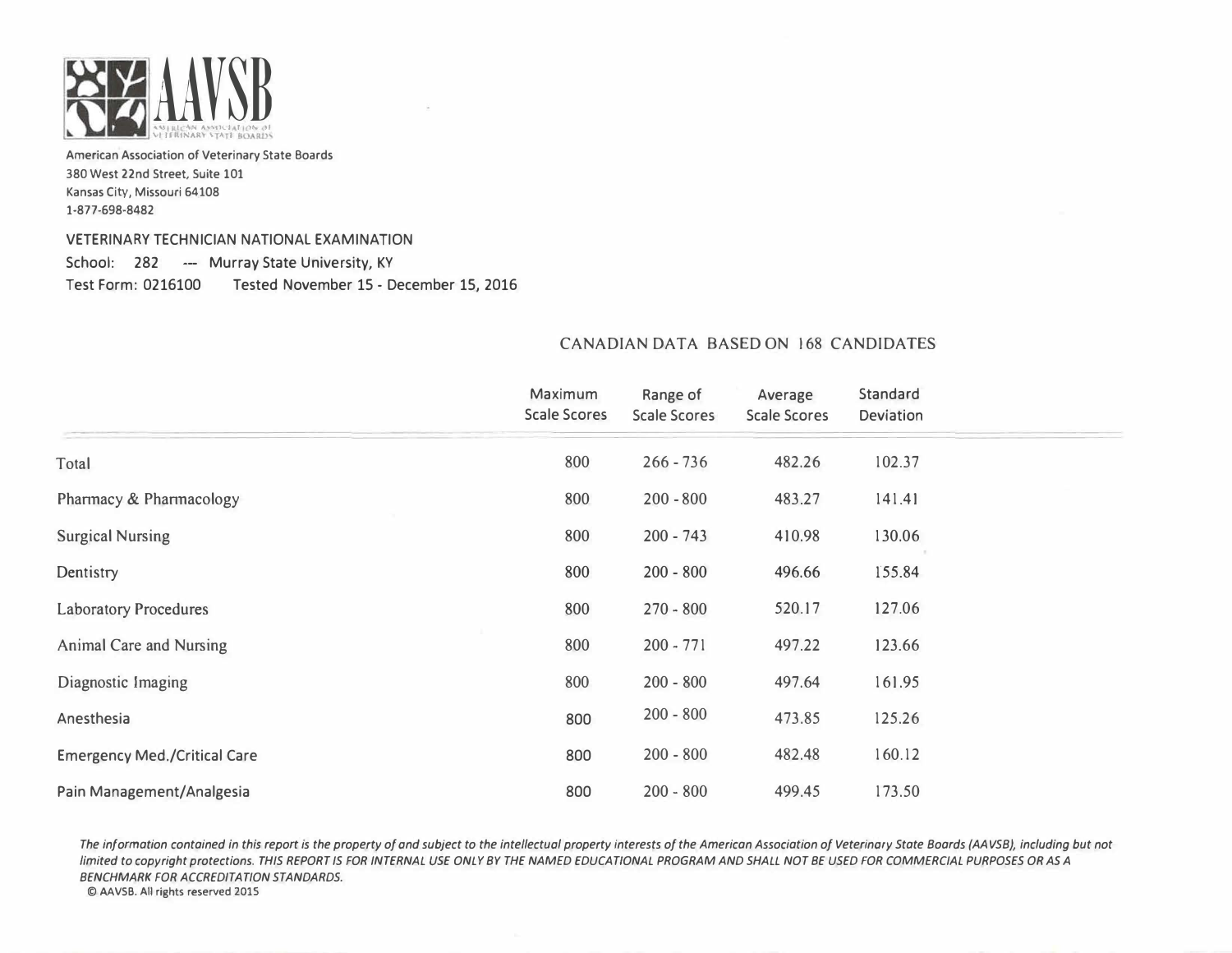American Association of Veterinary State Boards
380 West 22nd Street, Suite 101
Kansas City, Missouri 64108
1-877-698-8482

VETERINARY TECHNICIAN NATIONAL EXAMINATION
School: 282 --- Murray State University, KY
Test Form: 0216100 Tested November 15 - December 15, 2016

## CANADIAN DATA BASED ON 168 CANDIDATES

| | Maximum Scale Scores | Range of Scale Scores | Average Scale Scores | Standard Deviation |
|---|---|---|---|---|
| Total | 800 | 266 - 736 | 482.26 | 102.37 |
| Pharmacy & Pharmacology | 800 | 200 - 800 | 483.27 | 141.41 |
| Surgical Nursing | 800 | 200 - 743 | 410.98 | 130.06 |
| Dentistry | 800 | 200 - 800 | 496.66 | 155.84 |
| Laboratory Procedures | 800 | 270 - 800 | 520.17 | 127.06 |
| Animal Care and Nursing | 800 | 200 - 771 | 497.22 | 123.66 |
| Diagnostic Imaging | 800 | 200 - 800 | 497.64 | 161.95 |
| Anesthesia | 800 | 200 - 800 | 473.85 | 125.26 |
| Emergency Med./Critical Care | 800 | 200 - 800 | 482.48 | 160.12 |
| Pain Management/Analgesia | 800 | 200 - 800 | 499.45 | 173.50 |

*The information contained in this report is the property of and subject to the intellectual property interests of the American Association of Veterinary State Boards (AAVSB), including but not limited to copyright protections. THIS REPORT IS FOR INTERNAL USE ONLY BY THE NAMED EDUCATIONAL PROGRAM AND SHALL NOT BE USED FOR COMMERCIAL PURPOSES OR AS A BENCHMARK FOR ACCREDITATION STANDARDS.*

© AAVSB. All rights reserved 2015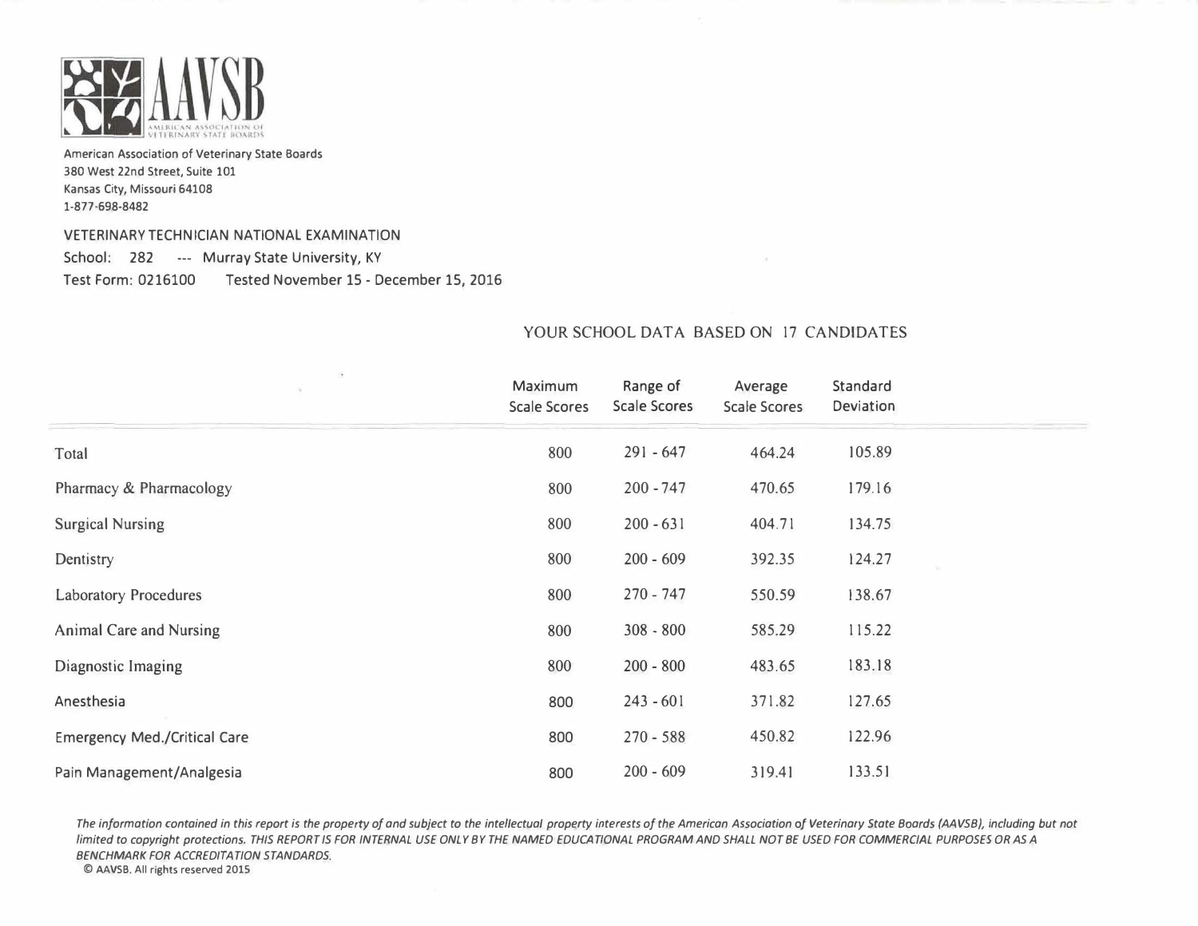AAVSB
AMERICAN ASSOCIATION OF VETERINARY STATE BOARDS

American Association of Veterinary State Boards
380 West 22nd Street, Suite 101
Kansas City, Missouri 64108
1-877-698-8482

VETERINARY TECHNICIAN NATIONAL EXAMINATION
School: 282 --- Murray State University, KY
Test Form: 0216100 Tested November 15 - December 15, 2016

YOUR SCHOOL DATA BASED ON 17 CANDIDATES

| | Maximum Scale Scores | Range of Scale Scores | Average Scale Scores | Standard Deviation |
|---|---|---|---|---|
| Total | 800 | 291 - 647 | 464.24 | 105.89 |
| Pharmacy & Pharmacology | 800 | 200 - 747 | 470.65 | 179.16 |
| Surgical Nursing | 800 | 200 - 631 | 404.71 | 134.75 |
| Dentistry | 800 | 200 - 609 | 392.35 | 124.27 |
| Laboratory Procedures | 800 | 270 - 747 | 550.59 | 138.67 |
| Animal Care and Nursing | 800 | 308 - 800 | 585.29 | 115.22 |
| Diagnostic Imaging | 800 | 200 - 800 | 483.65 | 183.18 |
| Anesthesia | 800 | 243 - 601 | 371.82 | 127.65 |
| Emergency Med./Critical Care | 800 | 270 - 588 | 450.82 | 122.96 |
| Pain Management/Analgesia | 800 | 200 - 609 | 319.41 | 133.51 |

*The information contained in this report is the property of and subject to the intellectual property interests of the American Association of Veterinary State Boards (AAVSB), including but not limited to copyright protections. THIS REPORT IS FOR INTERNAL USE ONLY BY THE NAMED EDUCATIONAL PROGRAM AND SHALL NOT BE USED FOR COMMERCIAL PURPOSES OR AS A BENCHMARK FOR ACCREDITATION STANDARDS.*

© AAVSB. All rights reserved 2015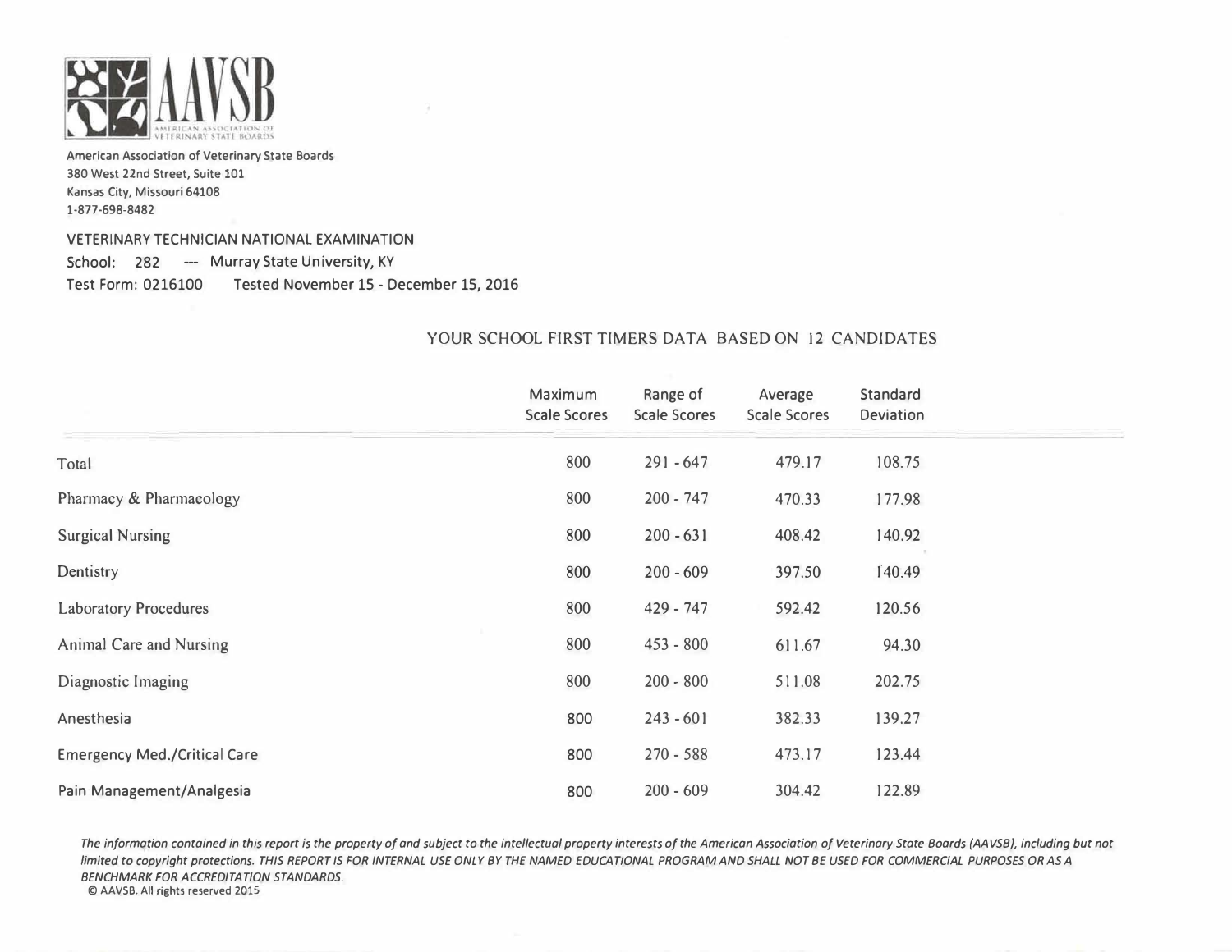AAVSB
AMERICAN ASSOCIATION OF VETERINARY STATE BOARDS

American Association of Veterinary State Boards
380 West 22nd Street, Suite 101
Kansas City, Missouri 64108
1-877-698-8482

VETERINARY TECHNICIAN NATIONAL EXAMINATION
School: 282 --- Murray State University, KY
Test Form: 0216100 Tested November 15 - December 15, 2016

YOUR SCHOOL FIRST TIMERS DATA BASED ON 12 CANDIDATES

| | Maximum Scale Scores | Range of Scale Scores | Average Scale Scores | Standard Deviation |
|---|---|---|---|---|
| Total | 800 | 291 - 647 | 479.17 | 108.75 |
| Pharmacy & Pharmacology | 800 | 200 - 747 | 470.33 | 177.98 |
| Surgical Nursing | 800 | 200 - 631 | 408.42 | 140.92 |
| Dentistry | 800 | 200 - 609 | 397.50 | 140.49 |
| Laboratory Procedures | 800 | 429 - 747 | 592.42 | 120.56 |
| Animal Care and Nursing | 800 | 453 - 800 | 611.67 | 94.30 |
| Diagnostic Imaging | 800 | 200 - 800 | 511.08 | 202.75 |
| Anesthesia | 800 | 243 - 601 | 382.33 | 139.27 |
| Emergency Med./Critical Care | 800 | 270 - 588 | 473.17 | 123.44 |
| Pain Management/Analgesia | 800 | 200 - 609 | 304.42 | 122.89 |

*The information contained in this report is the property of and subject to the intellectual property interests of the American Association of Veterinary State Boards (AAVSB), including but not limited to copyright protections. THIS REPORT IS FOR INTERNAL USE ONLY BY THE NAMED EDUCATIONAL PROGRAM AND SHALL NOT BE USED FOR COMMERCIAL PURPOSES OR AS A BENCHMARK FOR ACCREDITATION STANDARDS.*

© AAVSB. All rights reserved 2015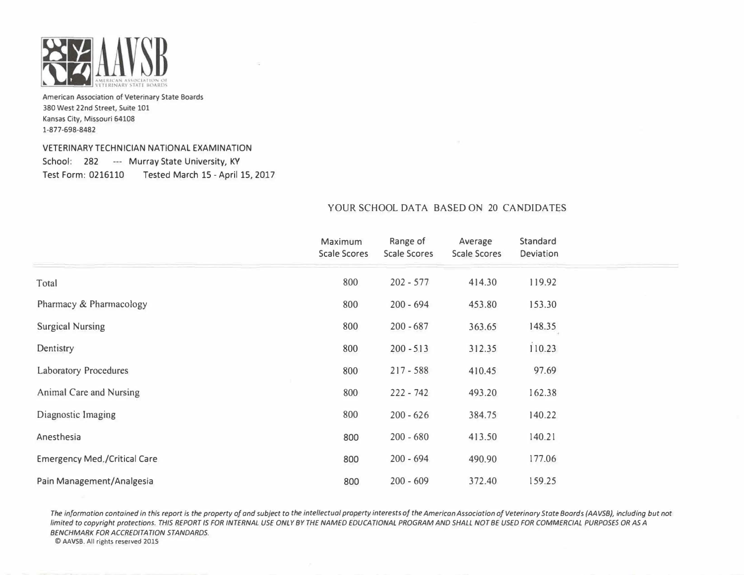AAVSB

AMERICAN ASSOCIATION OF VETERINARY STATE BOARDS

American Association of Veterinary State Boards
380 West 22nd Street, Suite 101
Kansas City, Missouri 64108
1-877-698-8482

VETERINARY TECHNICIAN NATIONAL EXAMINATION
School: 282 --- Murray State University, KY
Test Form: 0216110 Tested March 15 - April 15, 2017

YOUR SCHOOL DATA BASED ON 20 CANDIDATES

| | Maximum Scale Scores | Range of Scale Scores | Average Scale Scores | Standard Deviation |
|---|---|---|---|---|
| Total | 800 | 202 - 577 | 414.30 | 119.92 |
| Pharmacy & Pharmacology | 800 | 200 - 694 | 453.80 | 153.30 |
| Surgical Nursing | 800 | 200 - 687 | 363.65 | 148.35 |
| Dentistry | 800 | 200 - 513 | 312.35 | 110.23 |
| Laboratory Procedures | 800 | 217 - 588 | 410.45 | 97.69 |
| Animal Care and Nursing | 800 | 222 - 742 | 493.20 | 162.38 |
| Diagnostic Imaging | 800 | 200 - 626 | 384.75 | 140.22 |
| Anesthesia | 800 | 200 - 680 | 413.50 | 140.21 |
| Emergency Med./Critical Care | 800 | 200 - 694 | 490.90 | 177.06 |
| Pain Management/Analgesia | 800 | 200 - 609 | 372.40 | 159.25 |

*The information contained in this report is the property of and subject to the intellectual property interests of the American Association of Veterinary State Boards (AAVSB), including but not limited to copyright protections. THIS REPORT IS FOR INTERNAL USE ONLY BY THE NAMED EDUCATIONAL PROGRAM AND SHALL NOT BE USED FOR COMMERCIAL PURPOSES OR AS A BENCHMARK FOR ACCREDITATION STANDARDS.*

© AAVSB. All rights reserved 2015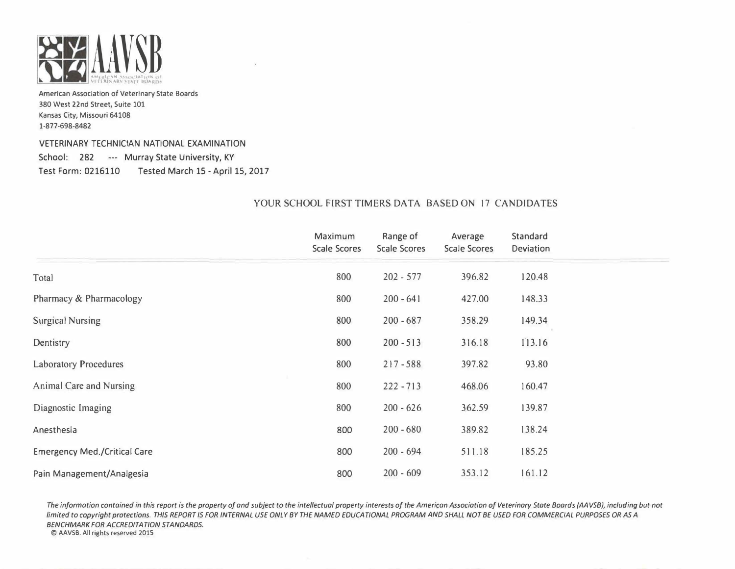AAVSB

AMERICAN ASSOCIATION OF VETERINARY STATE BOARDS

American Association of Veterinary State Boards
380 West 22nd Street, Suite 101
Kansas City, Missouri 64108
1-877-698-8482

VETERINARY TECHNICIAN NATIONAL EXAMINATION
School: 282 --- Murray State University, KY
Test Form: 0216110 Tested March 15 - April 15, 2017

## YOUR SCHOOL FIRST TIMERS DATA BASED ON 17 CANDIDATES

| | Maximum Scale Scores | Range of Scale Scores | Average Scale Scores | Standard Deviation |
|---|---|---|---|---|
| Total | 800 | 202 - 577 | 396.82 | 120.48 |
| Pharmacy & Pharmacology | 800 | 200 - 641 | 427.00 | 148.33 |
| Surgical Nursing | 800 | 200 - 687 | 358.29 | 149.34 |
| Dentistry | 800 | 200 - 513 | 316.18 | 113.16 |
| Laboratory Procedures | 800 | 217 - 588 | 397.82 | 93.80 |
| Animal Care and Nursing | 800 | 222 - 713 | 468.06 | 160.47 |
| Diagnostic Imaging | 800 | 200 - 626 | 362.59 | 139.87 |
| Anesthesia | 800 | 200 - 680 | 389.82 | 138.24 |
| Emergency Med./Critical Care | 800 | 200 - 694 | 511.18 | 185.25 |
| Pain Management/Analgesia | 800 | 200 - 609 | 353.12 | 161.12 |

*The information contained in this report is the property of and subject to the intellectual property interests of the American Association of Veterinary State Boards (AAVSB), including but not limited to copyright protections. THIS REPORT IS FOR INTERNAL USE ONLY BY THE NAMED EDUCATIONAL PROGRAM AND SHALL NOT BE USED FOR COMMERCIAL PURPOSES OR AS A BENCHMARK FOR ACCREDITATION STANDARDS.*

© AAVSB. All rights reserved 2015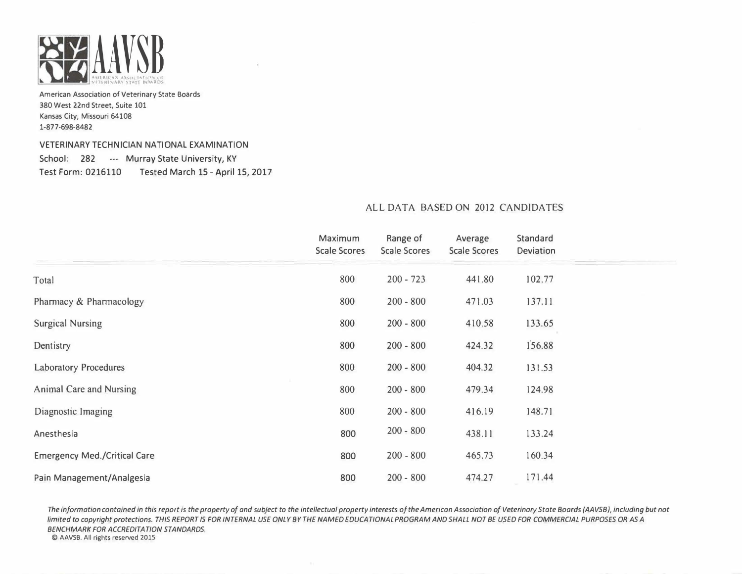AAVSB

AMERICAN ASSOCIATION OF VETERINARY STATE BOARDS

American Association of Veterinary State Boards
380 West 22nd Street, Suite 101
Kansas City, Missouri 64108
1-877-698-8482

VETERINARY TECHNICIAN NATIONAL EXAMINATION
School: 282 --- Murray State University, KY
Test Form: 0216110 Tested March 15 - April 15, 2017

ALL DATA BASED ON 2012 CANDIDATES

| | Maximum Scale Scores | Range of Scale Scores | Average Scale Scores | Standard Deviation |
|---|---|---|---|---|
| Total | 800 | 200 - 723 | 441.80 | 102.77 |
| Pharmacy & Pharmacology | 800 | 200 - 800 | 471.03 | 137.11 |
| Surgical Nursing | 800 | 200 - 800 | 410.58 | 133.65 |
| Dentistry | 800 | 200 - 800 | 424.32 | 156.88 |
| Laboratory Procedures | 800 | 200 - 800 | 404.32 | 131.53 |
| Animal Care and Nursing | 800 | 200 - 800 | 479.34 | 124.98 |
| Diagnostic Imaging | 800 | 200 - 800 | 416.19 | 148.71 |
| Anesthesia | 800 | 200 - 800 | 438.11 | 133.24 |
| Emergency Med./Critical Care | 800 | 200 - 800 | 465.73 | 160.34 |
| Pain Management/Analgesia | 800 | 200 - 800 | 474.27 | 171.44 |

*The information contained in this report is the property of and subject to the intellectual property interests of the American Association of Veterinary State Boards (AAVSB), including but not limited to copyright protections. THIS REPORT IS FOR INTERNAL USE ONLY BY THE NAMED EDUCATIONAL PROGRAM AND SHALL NOT BE USED FOR COMMERCIAL PURPOSES OR AS A BENCHMARK FOR ACCREDITATION STANDARDS.*

© AAVSB. All rights reserved 2015